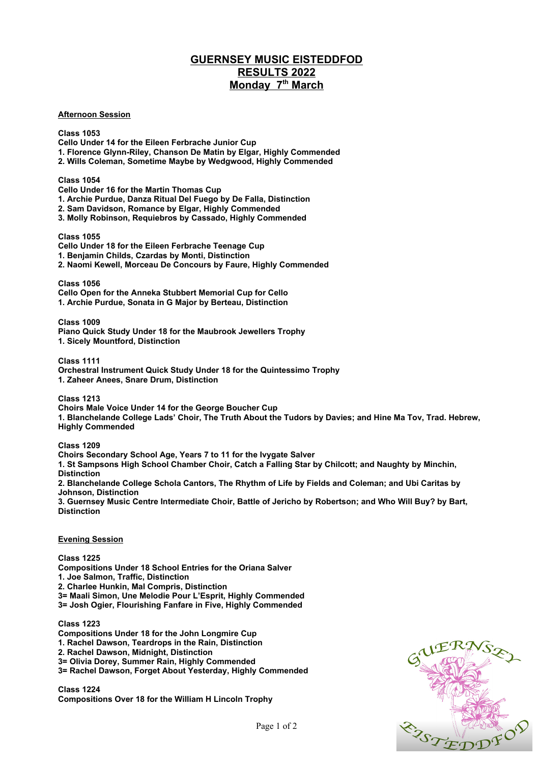# GUERNSEY MUSIC EISTEDDFOD
# RESULTS 2022
# Monday 7th March

## Afternoon Session

**Class 1053**
**Cello Under 14 for the Eileen Ferbrache Junior Cup**
**1. Florence Glynn-Riley, Chanson De Matin by Elgar, Highly Commended**
**2. Wills Coleman, Sometime Maybe by Wedgwood, Highly Commended**

**Class 1054**
**Cello Under 16 for the Martin Thomas Cup**
**1. Archie Purdue, Danza Ritual Del Fuego by De Falla, Distinction**
**2. Sam Davidson, Romance by Elgar, Highly Commended**
**3. Molly Robinson, Requiebros by Cassado, Highly Commended**

**Class 1055**
**Cello Under 18 for the Eileen Ferbrache Teenage Cup**
**1. Benjamin Childs, Czardas by Monti, Distinction**
**2. Naomi Kewell, Morceau De Concours by Faure, Highly Commended**

**Class 1056**
**Cello Open for the Anneka Stubbert Memorial Cup for Cello**
**1. Archie Purdue, Sonata in G Major by Berteau, Distinction**

**Class 1009**
**Piano Quick Study Under 18 for the Maubrook Jewellers Trophy**
**1. Sicely Mountford, Distinction**

**Class 1111**
**Orchestral Instrument Quick Study Under 18 for the Quintessimo Trophy**
**1. Zaheer Anees, Snare Drum, Distinction**

**Class 1213**
**Choirs Male Voice Under 14 for the George Boucher Cup**
**1. Blanchelande College Lads' Choir, The Truth About the Tudors by Davies; and Hine Ma Tov, Trad. Hebrew, Highly Commended**

**Class 1209**
**Choirs Secondary School Age, Years 7 to 11 for the Ivygate Salver**
**1. St Sampsons High School Chamber Choir, Catch a Falling Star by Chilcott; and Naughty by Minchin, Distinction**
**2. Blanchelande College Schola Cantors, The Rhythm of Life by Fields and Coleman; and Ubi Caritas by Johnson, Distinction**
**3. Guernsey Music Centre Intermediate Choir, Battle of Jericho by Robertson; and Who Will Buy? by Bart, Distinction**

## Evening Session

**Class 1225**
**Compositions Under 18 School Entries for the Oriana Salver**
**1. Joe Salmon, Traffic, Distinction**
**2. Charlee Hunkin, Mal Compris, Distinction**
**3= Maali Simon, Une Melodie Pour L'Esprit, Highly Commended**
**3= Josh Ogier, Flourishing Fanfare in Five, Highly Commended**

**Class 1223**
**Compositions Under 18 for the John Longmire Cup**
**1. Rachel Dawson, Teardrops in the Rain, Distinction**
**2. Rachel Dawson, Midnight, Distinction**
**3= Olivia Dorey, Summer Rain, Highly Commended**
**3= Rachel Dawson, Forget About Yesterday, Highly Commended**

**Class 1224**
**Compositions Over 18 for the William H Lincoln Trophy**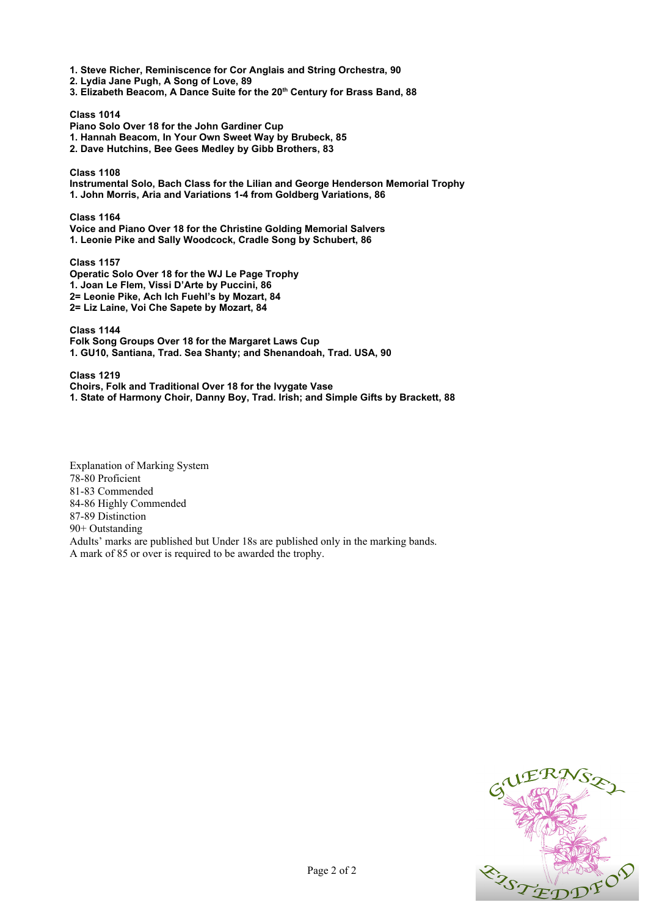**1. Steve Richer, Reminiscence for Cor Anglais and String Orchestra, 90**
**2. Lydia Jane Pugh, A Song of Love, 89**
**3. Elizabeth Beacom, A Dance Suite for the 20th Century for Brass Band, 88**

**Class 1014**
**Piano Solo Over 18 for the John Gardiner Cup**
**1. Hannah Beacom, In Your Own Sweet Way by Brubeck, 85**
**2. Dave Hutchins, Bee Gees Medley by Gibb Brothers, 83**

**Class 1108**
**Instrumental Solo, Bach Class for the Lilian and George Henderson Memorial Trophy**
**1. John Morris, Aria and Variations 1-4 from Goldberg Variations, 86**

**Class 1164**
**Voice and Piano Over 18 for the Christine Golding Memorial Salvers**
**1. Leonie Pike and Sally Woodcock, Cradle Song by Schubert, 86**

**Class 1157**
**Operatic Solo Over 18 for the WJ Le Page Trophy**
**1. Joan Le Flem, Vissi D'Arte by Puccini, 86**
**2= Leonie Pike, Ach Ich Fuehl's by Mozart, 84**
**2= Liz Laine, Voi Che Sapete by Mozart, 84**

**Class 1144**
**Folk Song Groups Over 18 for the Margaret Laws Cup**
**1. GU10, Santiana, Trad. Sea Shanty; and Shenandoah, Trad. USA, 90**

**Class 1219**
**Choirs, Folk and Traditional Over 18 for the Ivygate Vase**
**1. State of Harmony Choir, Danny Boy, Trad. Irish; and Simple Gifts by Brackett, 88**

Explanation of Marking System
78-80 Proficient
81-83 Commended
84-86 Highly Commended
87-89 Distinction
90+ Outstanding
Adults' marks are published but Under 18s are published only in the marking bands.
A mark of 85 or over is required to be awarded the trophy.

GUERNSEY EISTEDDFOD